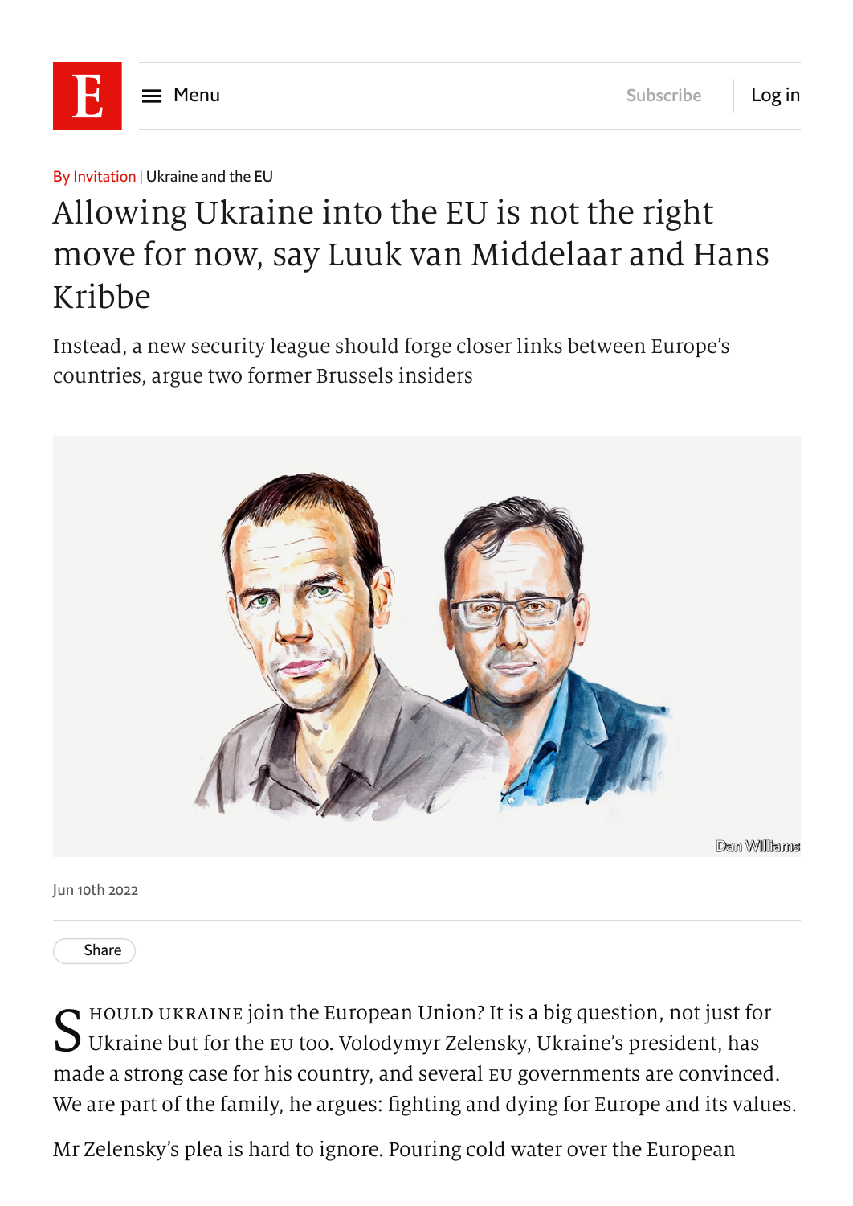By Invitation | Ukraine and the EU

# Allowing Ukraine into the EU is not the right move for now, say Luuk van Middelaar and Hans Kribbe

Instead, a new security league should forge closer links between Europe's countries, argue two former Brussels insiders

Dan Williams

Jun 10th 2022

SHOULD UKRAINE join the European Union? It is a big question, not just for Ukraine but for the EU too. Volodymyr Zelensky, Ukraine's president, has made a strong case for his country, and several EU governments are convinced. We are part of the family, he argues: fighting and dying for Europe and its values.

Mr Zelensky's plea is hard to ignore. Pouring cold water over the European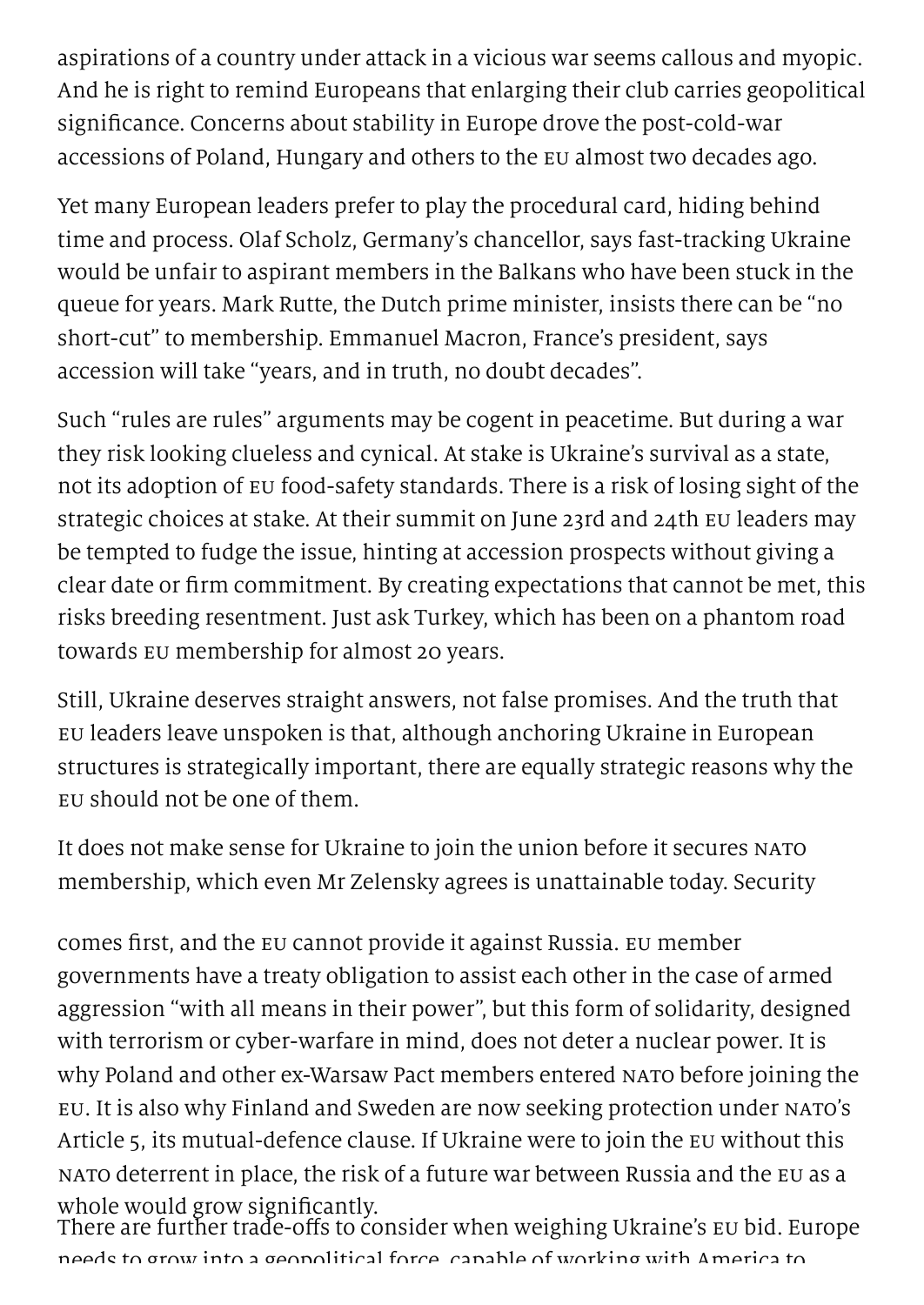aspirations of a country under attack in a vicious war seems callous and myopic. And he is right to remind Europeans that enlarging their club carries geopolitical significance. Concerns about stability in Europe drove the post-cold-war accessions of Poland, Hungary and others to the EU almost two decades ago.

Yet many European leaders prefer to play the procedural card, hiding behind time and process. Olaf Scholz, Germany's chancellor, says fast-tracking Ukraine would be unfair to aspirant members in the Balkans who have been stuck in the queue for years. Mark Rutte, the Dutch prime minister, insists there can be "no short-cut" to membership. Emmanuel Macron, France's president, says accession will take "years, and in truth, no doubt decades".

Such "rules are rules" arguments may be cogent in peacetime. But during a war they risk looking clueless and cynical. At stake is Ukraine's survival as a state, not its adoption of EU food-safety standards. There is a risk of losing sight of the strategic choices at stake. At their summit on June 23rd and 24th EU leaders may be tempted to fudge the issue, hinting at accession prospects without giving a clear date or firm commitment. By creating expectations that cannot be met, this risks breeding resentment. Just ask Turkey, which has been on a phantom road towards EU membership for almost 20 years.

Still, Ukraine deserves straight answers, not false promises. And the truth that EU leaders leave unspoken is that, although anchoring Ukraine in European structures is strategically important, there are equally strategic reasons why the EU should not be one of them.

It does not make sense for Ukraine to join the union before it secures NATO membership, which even Mr Zelensky agrees is unattainable today. Security comes first, and the EU cannot provide it against Russia. EU member governments have a treaty obligation to assist each other in the case of armed aggression "with all means in their power", but this form of solidarity, designed with terrorism or cyber-warfare in mind, does not deter a nuclear power. It is why Poland and other ex-Warsaw Pact members entered NATO before joining the EU. It is also why Finland and Sweden are now seeking protection under NATO's Article 5, its mutual-defence clause. If Ukraine were to join the EU without this NATO deterrent in place, the risk of a future war between Russia and the EU as a whole would grow significantly.

There are further trade-offs to consider when weighing Ukraine's EU bid. Europe needs to grow into a geopolitical force, capable of working with America to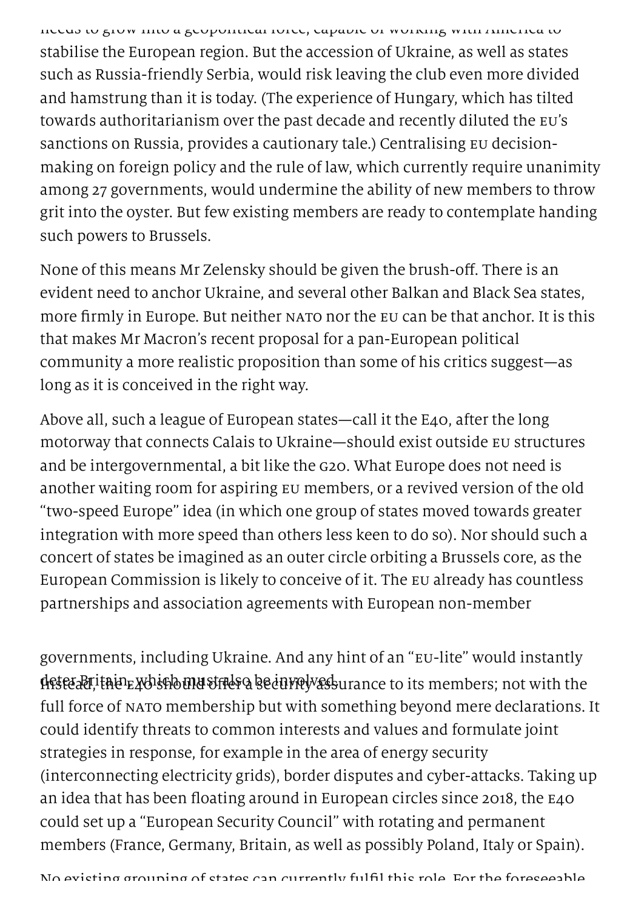needs to grow into a geopolitical force, capable of working with America to stabilise the European region. But the accession of Ukraine, as well as states such as Russia-friendly Serbia, would risk leaving the club even more divided and hamstrung than it is today. (The experience of Hungary, which has tilted towards authoritarianism over the past decade and recently diluted the EU's sanctions on Russia, provides a cautionary tale.) Centralising EU decision-making on foreign policy and the rule of law, which currently require unanimity among 27 governments, would undermine the ability of new members to throw grit into the oyster. But few existing members are ready to contemplate handing such powers to Brussels.

None of this means Mr Zelensky should be given the brush-off. There is an evident need to anchor Ukraine, and several other Balkan and Black Sea states, more firmly in Europe. But neither NATO nor the EU can be that anchor. It is this that makes Mr Macron's recent proposal for a pan-European political community a more realistic proposition than some of his critics suggest—as long as it is conceived in the right way.

Above all, such a league of European states—call it the E40, after the long motorway that connects Calais to Ukraine—should exist outside EU structures and be intergovernmental, a bit like the G20. What Europe does not need is another waiting room for aspiring EU members, or a revived version of the old "two-speed Europe" idea (in which one group of states moved towards greater integration with more speed than others less keen to do so). Nor should such a concert of states be imagined as an outer circle orbiting a Brussels core, as the European Commission is likely to conceive of it. The EU already has countless partnerships and association agreements with European non-member governments, including Ukraine. And any hint of an "EU-lite" would instantly deter Britain, which must also be involved.

Instead, the E40 should offer a security assurance to its members; not with the full force of NATO membership but with something beyond mere declarations. It could identify threats to common interests and values and formulate joint strategies in response, for example in the area of energy security (interconnecting electricity grids), border disputes and cyber-attacks. Taking up an idea that has been floating around in European circles since 2018, the E40 could set up a "European Security Council" with rotating and permanent members (France, Germany, Britain, as well as possibly Poland, Italy or Spain).

No existing grouping of states can currently fulfil this role. For the foreseeable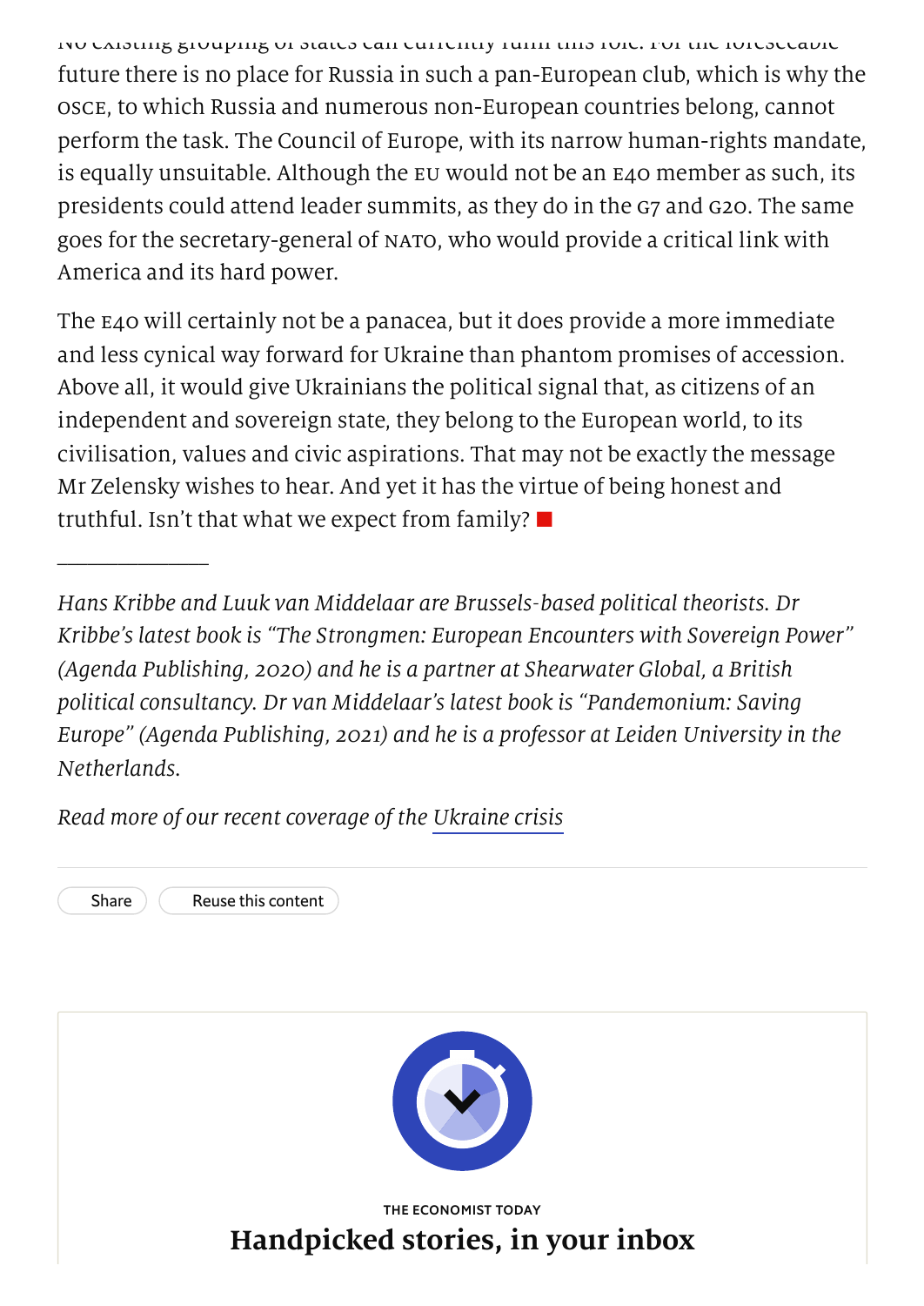No existing grouping of states can currently fulfil this role. For the foreseeable future there is no place for Russia in such a pan-European club, which is why the OSCE, to which Russia and numerous non-European countries belong, cannot perform the task. The Council of Europe, with its narrow human-rights mandate, is equally unsuitable. Although the EU would not be an E40 member as such, its presidents could attend leader summits, as they do in the G7 and G20. The same goes for the secretary-general of NATO, who would provide a critical link with America and its hard power.

The E40 will certainly not be a panacea, but it does provide a more immediate and less cynical way forward for Ukraine than phantom promises of accession. Above all, it would give Ukrainians the political signal that, as citizens of an independent and sovereign state, they belong to the European world, to its civilisation, values and civic aspirations. That may not be exactly the message Mr Zelensky wishes to hear. And yet it has the virtue of being honest and truthful. Isn't that what we expect from family? ■

---

*Hans Kribbe and Luuk van Middelaar are Brussels-based political theorists. Dr Kribbe's latest book is "The Strongmen: European Encounters with Sovereign Power" (Agenda Publishing, 2020) and he is a partner at Shearwater Global, a British political consultancy. Dr van Middelaar's latest book is "Pandemonium: Saving Europe" (Agenda Publishing, 2021) and he is a professor at Leiden University in the Netherlands.*

*Read more of our recent coverage of the Ukraine crisis*

Share

Reuse this content

THE ECONOMIST TODAY

## Handpicked stories, in your inbox